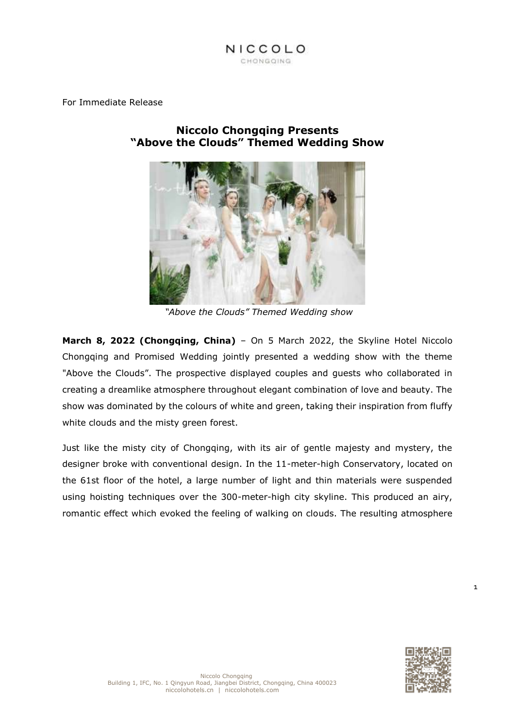NICCOLO
CHONGQING

For Immediate Release

# Niccolo Chongqing Presents "Above the Clouds" Themed Wedding Show

*"Above the Clouds" Themed Wedding show*

**March 8, 2022 (Chongqing, China)** – On 5 March 2022, the Skyline Hotel Niccolo Chongqing and Promised Wedding jointly presented a wedding show with the theme "Above the Clouds". The prospective displayed couples and guests who collaborated in creating a dreamlike atmosphere throughout elegant combination of love and beauty. The show was dominated by the colours of white and green, taking their inspiration from fluffy white clouds and the misty green forest.

Just like the misty city of Chongqing, with its air of gentle majesty and mystery, the designer broke with conventional design. In the 11-meter-high Conservatory, located on the 61st floor of the hotel, a large number of light and thin materials were suspended using hoisting techniques over the 300-meter-high city skyline. This produced an airy, romantic effect which evoked the feeling of walking on clouds. The resulting atmosphere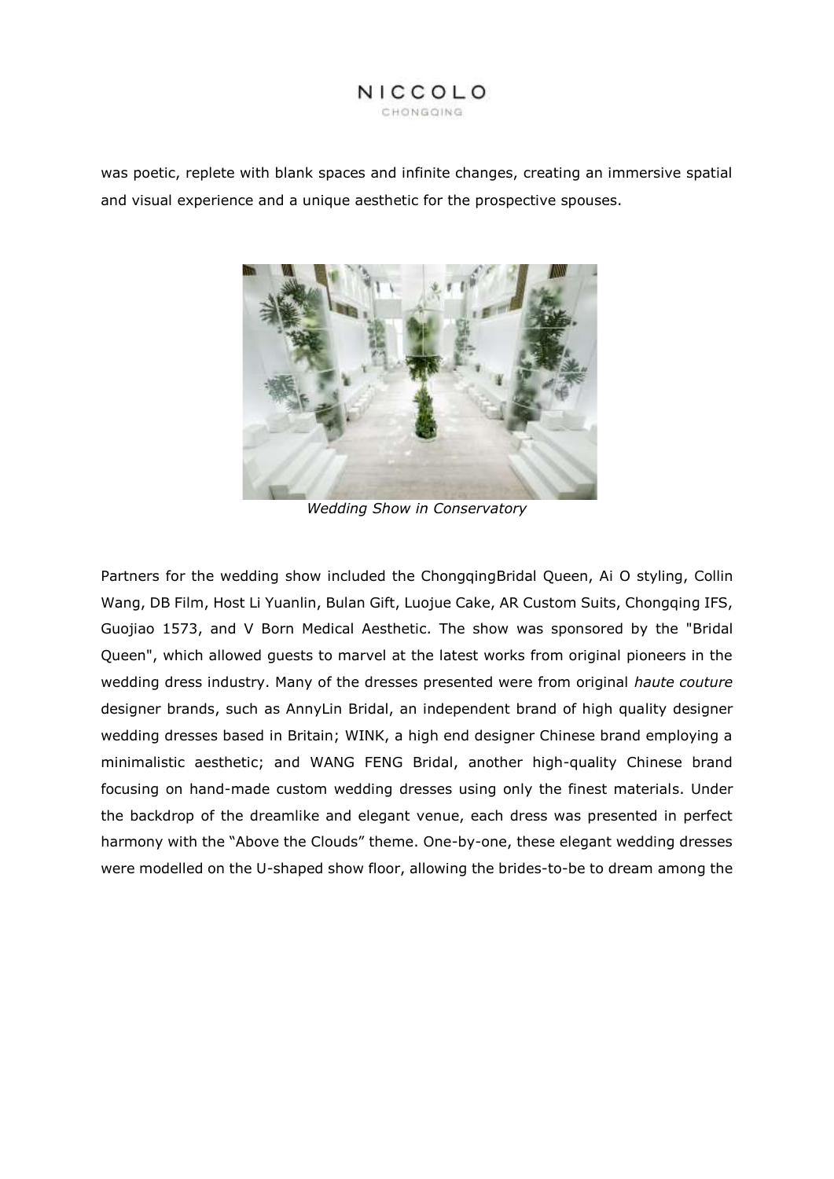was poetic, replete with blank spaces and infinite changes, creating an immersive spatial and visual experience and a unique aesthetic for the prospective spouses.

*Wedding Show in Conservatory*

Partners for the wedding show included the ChongqingBridal Queen, Ai O styling, Collin Wang, DB Film, Host Li Yuanlin, Bulan Gift, Luojue Cake, AR Custom Suits, Chongqing IFS, Guojiao 1573, and V Born Medical Aesthetic. The show was sponsored by the "Bridal Queen", which allowed guests to marvel at the latest works from original pioneers in the wedding dress industry. Many of the dresses presented were from original *haute couture* designer brands, such as AnnyLin Bridal, an independent brand of high quality designer wedding dresses based in Britain; WINK, a high end designer Chinese brand employing a minimalistic aesthetic; and WANG FENG Bridal, another high-quality Chinese brand focusing on hand-made custom wedding dresses using only the finest materials. Under the backdrop of the dreamlike and elegant venue, each dress was presented in perfect harmony with the "Above the Clouds" theme. One-by-one, these elegant wedding dresses were modelled on the U-shaped show floor, allowing the brides-to-be to dream among the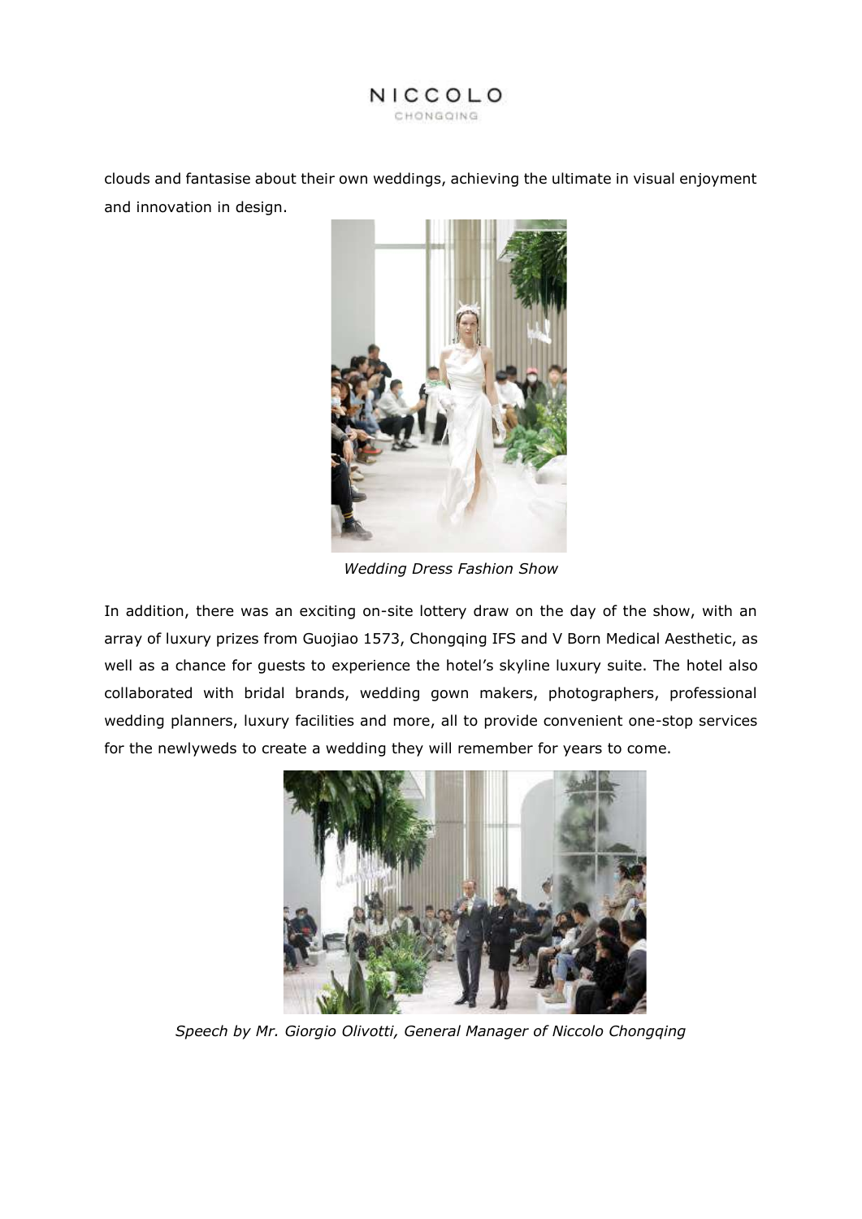clouds and fantasise about their own weddings, achieving the ultimate in visual enjoyment and innovation in design.

*Wedding Dress Fashion Show*

In addition, there was an exciting on-site lottery draw on the day of the show, with an array of luxury prizes from Guojiao 1573, Chongqing IFS and V Born Medical Aesthetic, as well as a chance for guests to experience the hotel's skyline luxury suite. The hotel also collaborated with bridal brands, wedding gown makers, photographers, professional wedding planners, luxury facilities and more, all to provide convenient one-stop services for the newlyweds to create a wedding they will remember for years to come.

*Speech by Mr. Giorgio Olivotti, General Manager of Niccolo Chongqing*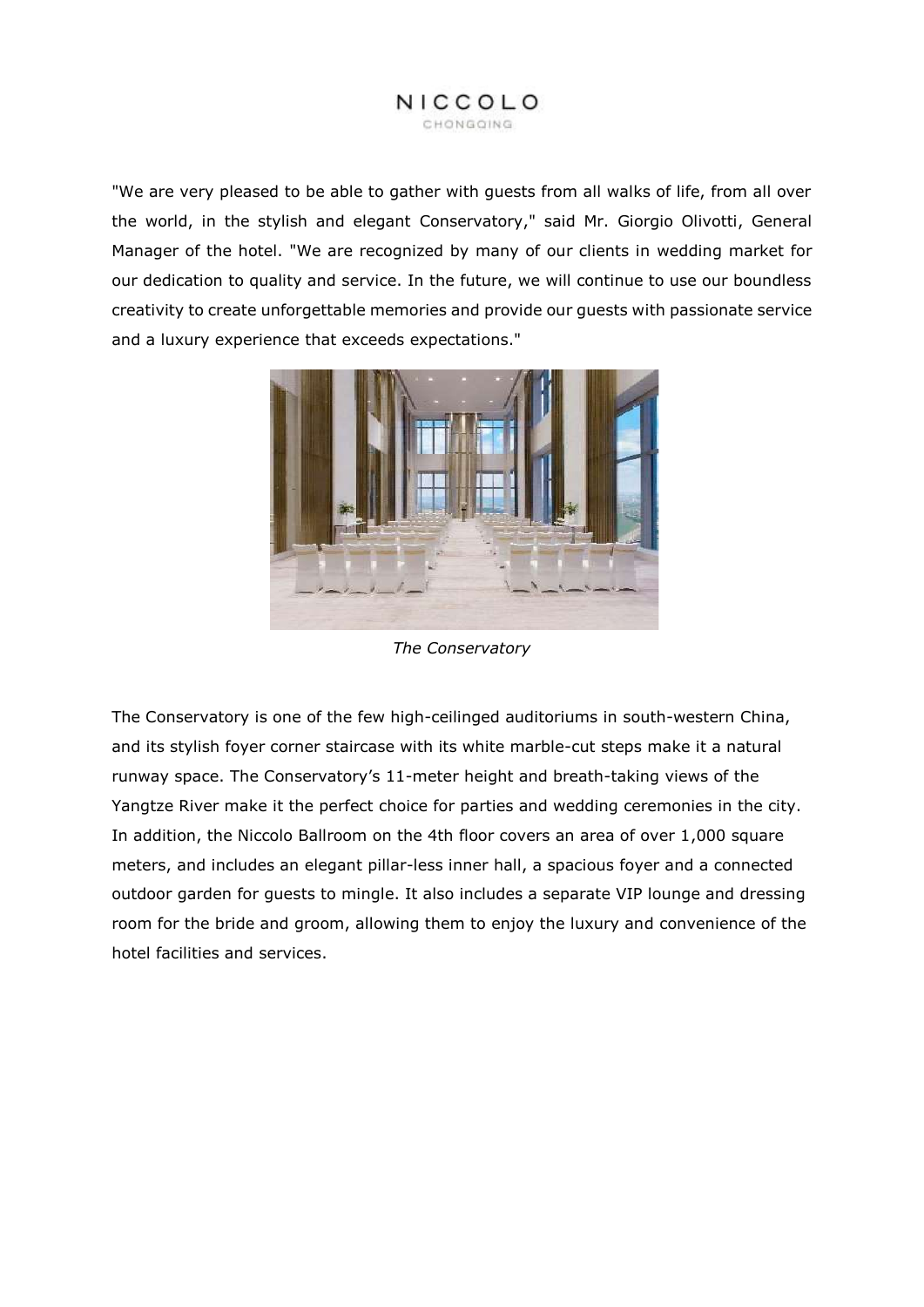"We are very pleased to be able to gather with guests from all walks of life, from all over the world, in the stylish and elegant Conservatory," said Mr. Giorgio Olivotti, General Manager of the hotel. "We are recognized by many of our clients in wedding market for our dedication to quality and service. In the future, we will continue to use our boundless creativity to create unforgettable memories and provide our guests with passionate service and a luxury experience that exceeds expectations."

*The Conservatory*

The Conservatory is one of the few high-ceilinged auditoriums in south-western China, and its stylish foyer corner staircase with its white marble-cut steps make it a natural runway space. The Conservatory's 11-meter height and breath-taking views of the Yangtze River make it the perfect choice for parties and wedding ceremonies in the city. In addition, the Niccolo Ballroom on the 4th floor covers an area of over 1,000 square meters, and includes an elegant pillar-less inner hall, a spacious foyer and a connected outdoor garden for guests to mingle. It also includes a separate VIP lounge and dressing room for the bride and groom, allowing them to enjoy the luxury and convenience of the hotel facilities and services.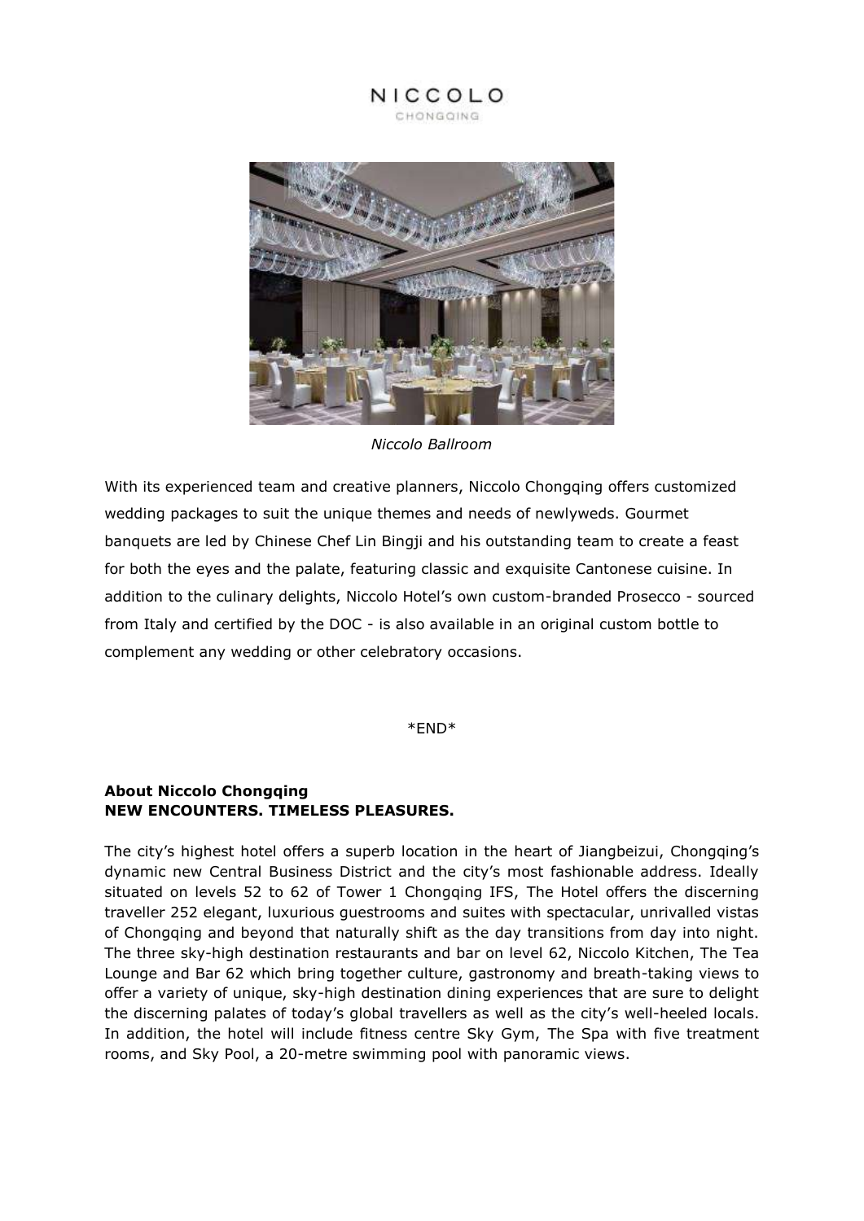*Niccolo Ballroom*

With its experienced team and creative planners, Niccolo Chongqing offers customized wedding packages to suit the unique themes and needs of newlyweds. Gourmet banquets are led by Chinese Chef Lin Bingji and his outstanding team to create a feast for both the eyes and the palate, featuring classic and exquisite Cantonese cuisine. In addition to the culinary delights, Niccolo Hotel's own custom-branded Prosecco - sourced from Italy and certified by the DOC - is also available in an original custom bottle to complement any wedding or other celebratory occasions.

*END*

**About Niccolo Chongqing**
**NEW ENCOUNTERS. TIMELESS PLEASURES.**

The city's highest hotel offers a superb location in the heart of Jiangbeizui, Chongqing's dynamic new Central Business District and the city's most fashionable address. Ideally situated on levels 52 to 62 of Tower 1 Chongqing IFS, The Hotel offers the discerning traveller 252 elegant, luxurious guestrooms and suites with spectacular, unrivalled vistas of Chongqing and beyond that naturally shift as the day transitions from day into night. The three sky-high destination restaurants and bar on level 62, Niccolo Kitchen, The Tea Lounge and Bar 62 which bring together culture, gastronomy and breath-taking views to offer a variety of unique, sky-high destination dining experiences that are sure to delight the discerning palates of today's global travellers as well as the city's well-heeled locals. In addition, the hotel will include fitness centre Sky Gym, The Spa with five treatment rooms, and Sky Pool, a 20-metre swimming pool with panoramic views.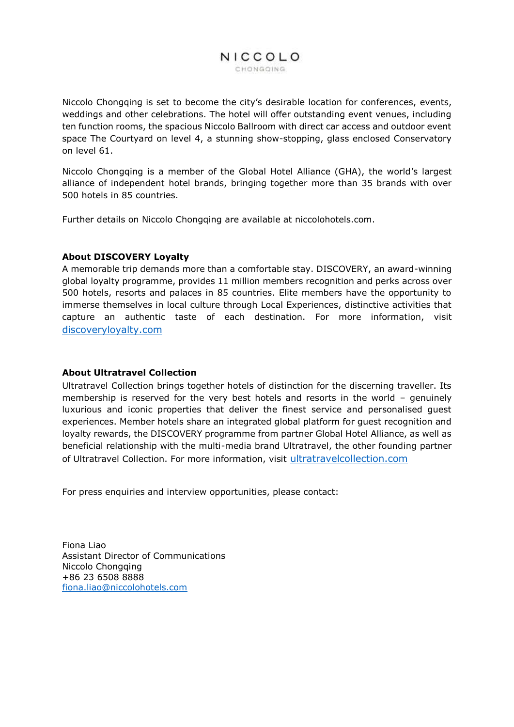NICCOLO

CHONGQING

Niccolo Chongqing is set to become the city's desirable location for conferences, events, weddings and other celebrations. The hotel will offer outstanding event venues, including ten function rooms, the spacious Niccolo Ballroom with direct car access and outdoor event space The Courtyard on level 4, a stunning show-stopping, glass enclosed Conservatory on level 61.

Niccolo Chongqing is a member of the Global Hotel Alliance (GHA), the world's largest alliance of independent hotel brands, bringing together more than 35 brands with over 500 hotels in 85 countries.

Further details on Niccolo Chongqing are available at niccolohotels.com.

**About DISCOVERY Loyalty**

A memorable trip demands more than a comfortable stay. DISCOVERY, an award-winning global loyalty programme, provides 11 million members recognition and perks across over 500 hotels, resorts and palaces in 85 countries. Elite members have the opportunity to immerse themselves in local culture through Local Experiences, distinctive activities that capture an authentic taste of each destination. For more information, visit discoveryloyalty.com

**About Ultratravel Collection**

Ultratravel Collection brings together hotels of distinction for the discerning traveller. Its membership is reserved for the very best hotels and resorts in the world – genuinely luxurious and iconic properties that deliver the finest service and personalised guest experiences. Member hotels share an integrated global platform for guest recognition and loyalty rewards, the DISCOVERY programme from partner Global Hotel Alliance, as well as beneficial relationship with the multi-media brand Ultratravel, the other founding partner of Ultratravel Collection. For more information, visit ultratravelcollection.com

For press enquiries and interview opportunities, please contact:

Fiona Liao
Assistant Director of Communications
Niccolo Chongqing
+86 23 6508 8888
fiona.liao@niccolohotels.com